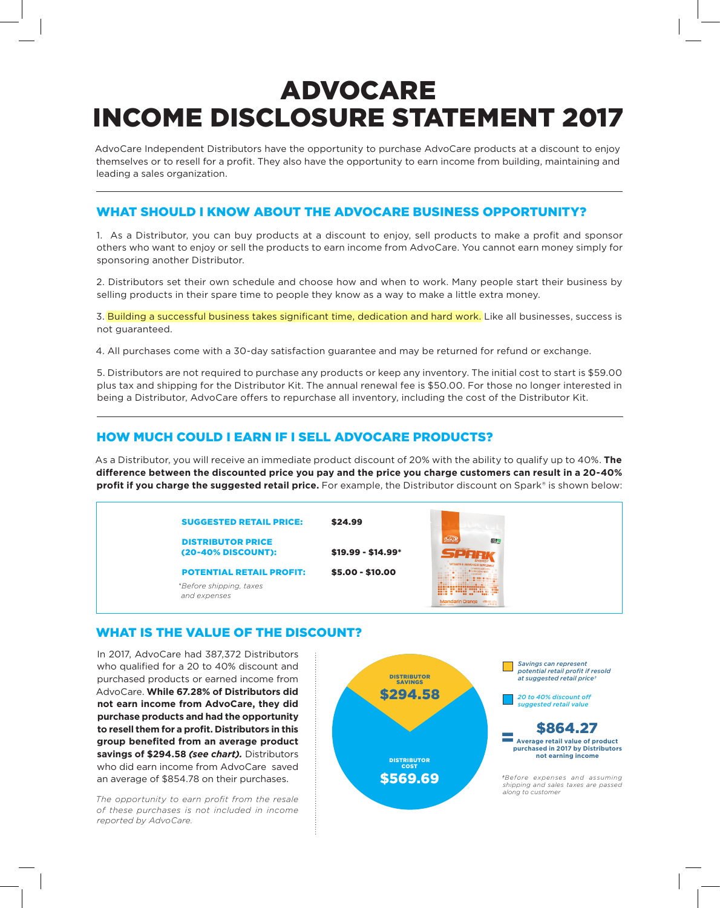# ADVOCARE
# INCOME DISCLOSURE STATEMENT 2017

AdvoCare Independent Distributors have the opportunity to purchase AdvoCare products at a discount to enjoy themselves or to resell for a profit. They also have the opportunity to earn income from building, maintaining and leading a sales organization.

## WHAT SHOULD I KNOW ABOUT THE ADVOCARE BUSINESS OPPORTUNITY?

1. As a Distributor, you can buy products at a discount to enjoy, sell products to make a profit and sponsor others who want to enjoy or sell the products to earn income from AdvoCare. You cannot earn money simply for sponsoring another Distributor.

2. Distributors set their own schedule and choose how and when to work. Many people start their business by selling products in their spare time to people they know as a way to make a little extra money.

3. Building a successful business takes significant time, dedication and hard work. Like all businesses, success is not guaranteed.

4. All purchases come with a 30-day satisfaction guarantee and may be returned for refund or exchange.

5. Distributors are not required to purchase any products or keep any inventory. The initial cost to start is $59.00 plus tax and shipping for the Distributor Kit. The annual renewal fee is $50.00. For those no longer interested in being a Distributor, AdvoCare offers to repurchase all inventory, including the cost of the Distributor Kit.

## HOW MUCH COULD I EARN IF I SELL ADVOCARE PRODUCTS?

As a Distributor, you will receive an immediate product discount of 20% with the ability to qualify up to 40%. **The difference between the discounted price you pay and the price you charge customers can result in a 20-40% profit if you charge the suggested retail price.** For example, the Distributor discount on Spark® is shown below:

| | |
|---|---|
| **SUGGESTED RETAIL PRICE:** | **$24.99** |
| **DISTRIBUTOR PRICE (20-40% DISCOUNT):** | **$19.99 - $14.99*** |
| **POTENTIAL RETAIL PROFIT:** | **$5.00 - $10.00** |

*Before shipping, taxes and expenses*

## WHAT IS THE VALUE OF THE DISCOUNT?

In 2017, AdvoCare had 387,372 Distributors who qualified for a 20 to 40% discount and purchased products or earned income from AdvoCare. **While 67.28% of Distributors did not earn income from AdvoCare, they did purchase products and had the opportunity to resell them for a profit. Distributors in this group benefited from an average product savings of $294.58 *(see chart).*** Distributors who did earn income from AdvoCare saved an average of $854.78 on their purchases.

*The opportunity to earn profit from the resale of these purchases is not included in income reported by AdvoCare.*

**DISTRIBUTOR SAVINGS $294.58**

**DISTRIBUTOR COST $569.69**

*Savings can represent potential retail profit if resold at suggested retail price†*

*20 to 40% discount off suggested retail value*

= **$864.27** **Average retail value of product purchased in 2017 by Distributors not earning income**

*†Before expenses and assuming shipping and sales taxes are passed along to customer*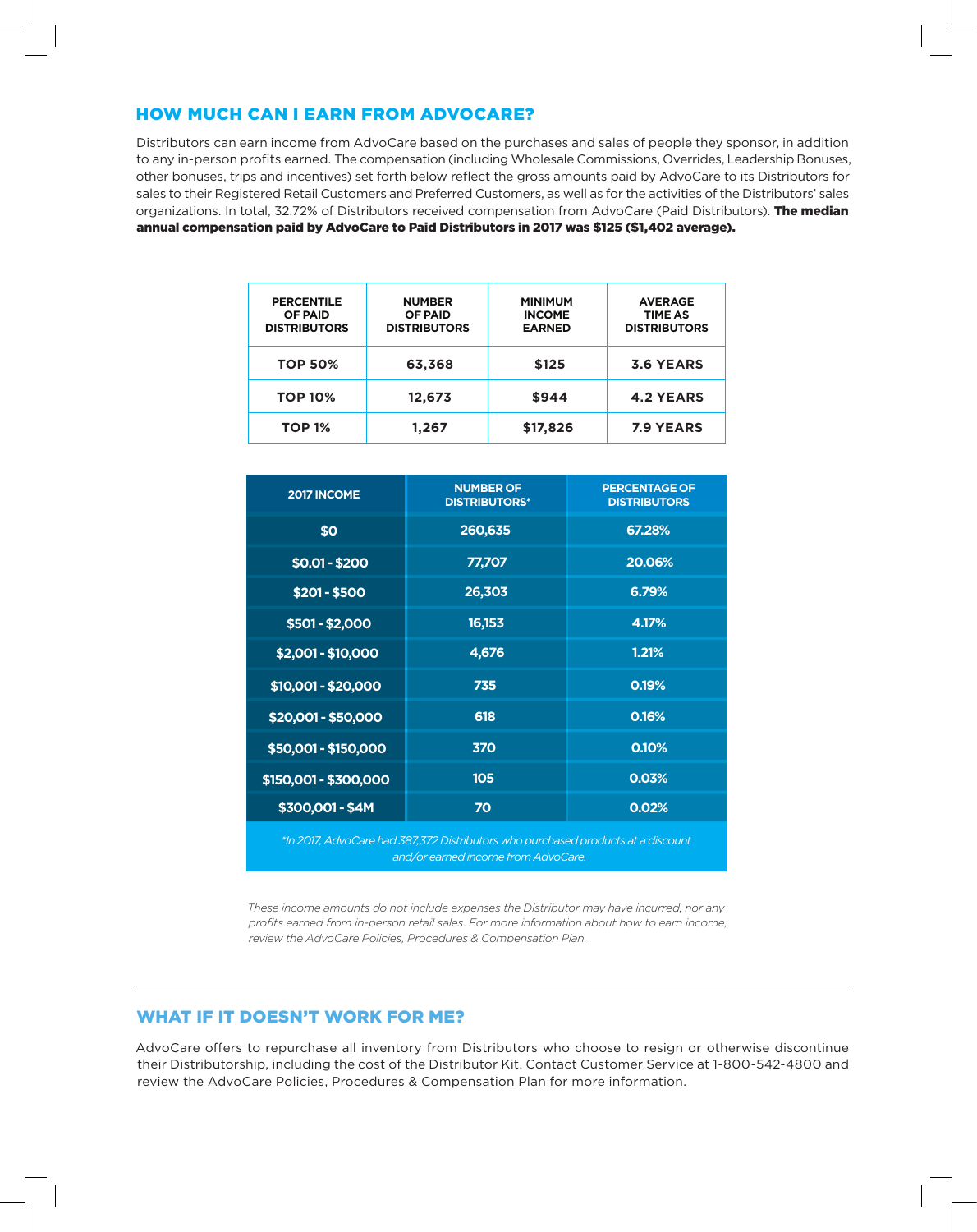## HOW MUCH CAN I EARN FROM ADVOCARE?

Distributors can earn income from AdvoCare based on the purchases and sales of people they sponsor, in addition to any in-person profits earned. The compensation (including Wholesale Commissions, Overrides, Leadership Bonuses, other bonuses, trips and incentives) set forth below reflect the gross amounts paid by AdvoCare to its Distributors for sales to their Registered Retail Customers and Preferred Customers, as well as for the activities of the Distributors' sales organizations. In total, 32.72% of Distributors received compensation from AdvoCare (Paid Distributors). **The median annual compensation paid by AdvoCare to Paid Distributors in 2017 was $125 ($1,402 average).**

| PERCENTILE OF PAID DISTRIBUTORS | NUMBER OF PAID DISTRIBUTORS | MINIMUM INCOME EARNED | AVERAGE TIME AS DISTRIBUTORS |
|---|---|---|---|
| TOP 50% | 63,368 | $125 | 3.6 YEARS |
| TOP 10% | 12,673 | $944 | 4.2 YEARS |
| TOP 1% | 1,267 | $17,826 | 7.9 YEARS |

| 2017 INCOME | NUMBER OF DISTRIBUTORS* | PERCENTAGE OF DISTRIBUTORS |
|---|---|---|
| $0 | 260,635 | 67.28% |
| $0.01 - $200 | 77,707 | 20.06% |
| $201 - $500 | 26,303 | 6.79% |
| $501 - $2,000 | 16,153 | 4.17% |
| $2,001 - $10,000 | 4,676 | 1.21% |
| $10,001 - $20,000 | 735 | 0.19% |
| $20,001 - $50,000 | 618 | 0.16% |
| $50,001 - $150,000 | 370 | 0.10% |
| $150,001 - $300,000 | 105 | 0.03% |
| $300,001 - $4M | 70 | 0.02% |

*\*In 2017, AdvoCare had 387,372 Distributors who purchased products at a discount and/or earned income from AdvoCare.*

*These income amounts do not include expenses the Distributor may have incurred, nor any profits earned from in-person retail sales. For more information about how to earn income, review the AdvoCare Policies, Procedures & Compensation Plan.*

## WHAT IF IT DOESN'T WORK FOR ME?

AdvoCare offers to repurchase all inventory from Distributors who choose to resign or otherwise discontinue their Distributorship, including the cost of the Distributor Kit. Contact Customer Service at 1-800-542-4800 and review the AdvoCare Policies, Procedures & Compensation Plan for more information.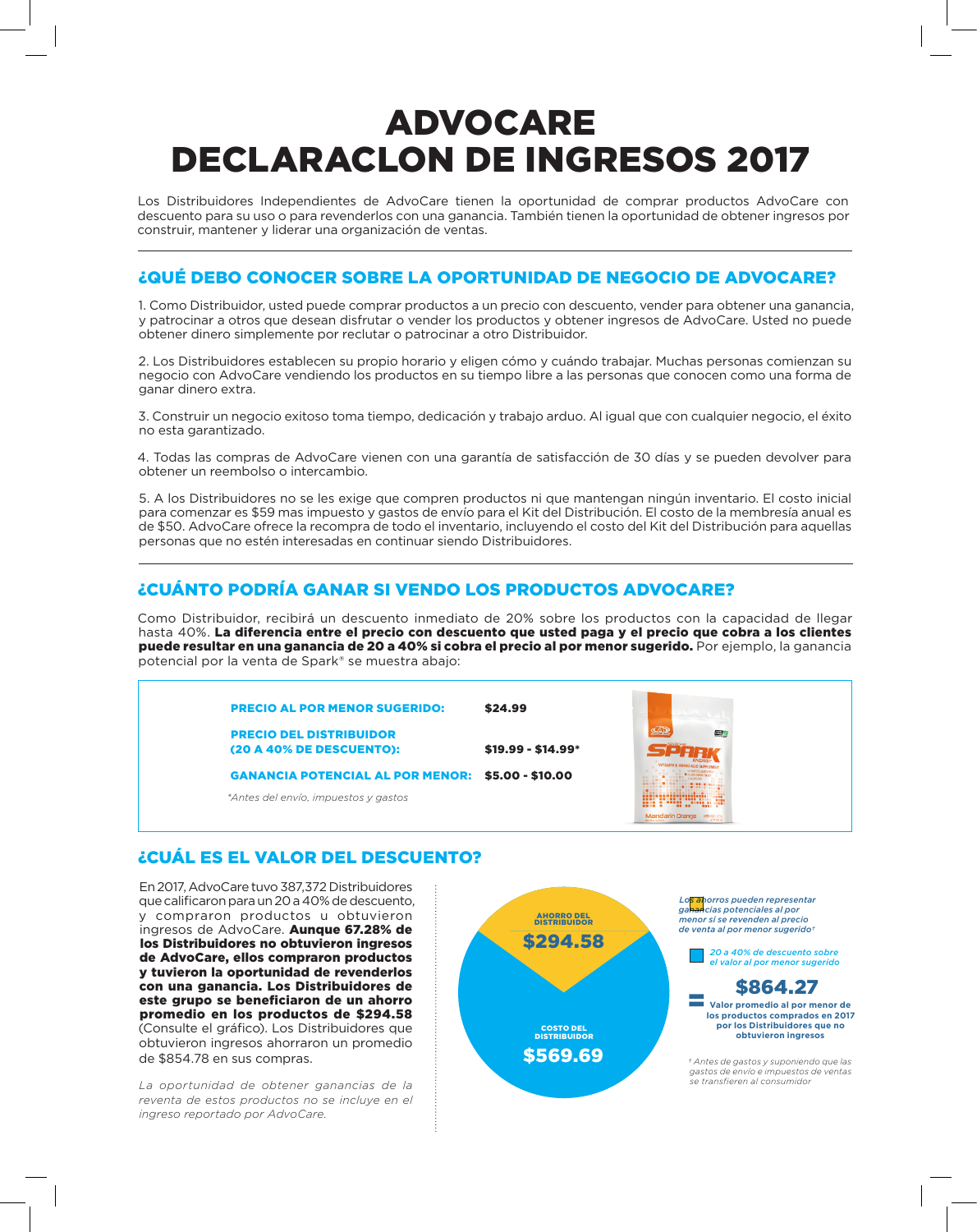# ADVOCARE
# DECLARACLON DE INGRESOS 2017

Los Distribuidores Independientes de AdvoCare tienen la oportunidad de comprar productos AdvoCare con descuento para su uso o para revenderlos con una ganancia. También tienen la oportunidad de obtener ingresos por construir, mantener y liderar una organización de ventas.

## ¿QUÉ DEBO CONOCER SOBRE LA OPORTUNIDAD DE NEGOCIO DE ADVOCARE?

1. Como Distribuidor, usted puede comprar productos a un precio con descuento, vender para obtener una ganancia, y patrocinar a otros que desean disfrutar o vender los productos y obtener ingresos de AdvoCare. Usted no puede obtener dinero simplemente por reclutar o patrocinar a otro Distribuidor.

2. Los Distribuidores establecen su propio horario y eligen cómo y cuándo trabajar. Muchas personas comienzan su negocio con AdvoCare vendiendo los productos en su tiempo libre a las personas que conocen como una forma de ganar dinero extra.

3. Construir un negocio exitoso toma tiempo, dedicación y trabajo arduo. Al igual que con cualquier negocio, el éxito no esta garantizado.

4. Todas las compras de AdvoCare vienen con una garantía de satisfacción de 30 días y se pueden devolver para obtener un reembolso o intercambio.

5. A los Distribuidores no se les exige que compren productos ni que mantengan ningún inventario. El costo inicial para comenzar es $59 mas impuesto y gastos de envío para el Kit del Distribución. El costo de la membresía anual es de $50. AdvoCare ofrece la recompra de todo el inventario, incluyendo el costo del Kit del Distribución para aquellas personas que no estén interesadas en continuar siendo Distribuidores.

## ¿CUÁNTO PODRÍA GANAR SI VENDO LOS PRODUCTOS ADVOCARE?

Como Distribuidor, recibirá un descuento inmediato de 20% sobre los productos con la capacidad de llegar hasta 40%. **La diferencia entre el precio con descuento que usted paga y el precio que cobra a los clientes puede resultar en una ganancia de 20 a 40% si cobra el precio al por menor sugerido.** Por ejemplo, la ganancia potencial por la venta de Spark® se muestra abajo:

| | |
|---|---|
| **PRECIO AL POR MENOR SUGERIDO:** | **$24.99** |
| **PRECIO DEL DISTRIBUIDOR (20 A 40% DE DESCUENTO):** | **$19.99 - $14.99*** |
| **GANANCIA POTENCIAL AL POR MENOR:** | **$5.00 - $10.00** |

*\*Antes del envío, impuestos y gastos*

## ¿CUÁL ES EL VALOR DEL DESCUENTO?

En 2017, AdvoCare tuvo 387,372 Distribuidores que calificaron para un 20 a 40% de descuento, y compraron productos u obtuvieron ingresos de AdvoCare. **Aunque 67.28% de los Distribuidores no obtuvieron ingresos de AdvoCare, ellos compraron productos y tuvieron la oportunidad de revenderlos con una ganancia. Los Distribuidores de este grupo se beneficiaron de un ahorro promedio en los productos de $294.58** (Consulte el gráfico). Los Distribuidores que obtuvieron ingresos ahorraron un promedio de $854.78 en sus compras.

*La oportunidad de obtener ganancias de la reventa de estos productos no se incluye en el ingreso reportado por AdvoCare.*

AHORRO DEL DISTRIBUIDOR **$294.58**

COSTO DEL DISTRIBUIDOR **$569.69**

*Los ahorros pueden representar ganancias potenciales al por menor si se revenden al precio de venta al por menor sugerido†*

*20 a 40% de descuento sobre el valor al por menor sugerido*

= **$864.27** **Valor promedio al por menor de los productos comprados en 2017 por los Distribuidores que no obtuvieron ingresos**

*† Antes de gastos y suponiendo que las gastos de envío e impuestos de ventas se transfieren al consumidor*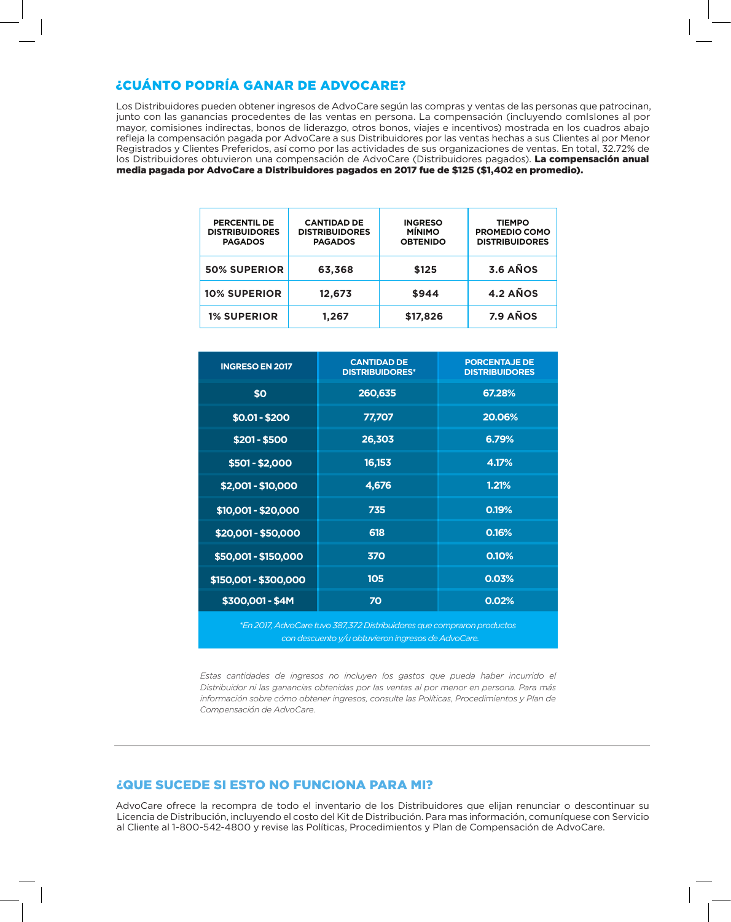## ¿CUÁNTO PODRÍA GANAR DE ADVOCARE?

Los Distribuidores pueden obtener ingresos de AdvoCare según las compras y ventas de las personas que patrocinan, junto con las ganancias procedentes de las ventas en persona. La compensación (incluyendo comIsIones al por mayor, comisiones indirectas, bonos de liderazgo, otros bonos, viajes e incentivos) mostrada en los cuadros abajo refleja la compensación pagada por AdvoCare a sus Distribuidores por las ventas hechas a sus Clientes al por Menor Registrados y Clientes Preferidos, así como por las actividades de sus organizaciones de ventas. En total, 32.72% de los Distribuidores obtuvieron una compensación de AdvoCare (Distribuidores pagados). **La compensación anual media pagada por AdvoCare a Distribuidores pagados en 2017 fue de $125 ($1,402 en promedio).**

| PERCENTIL DE DISTRIBUIDORES PAGADOS | CANTIDAD DE DISTRIBUIDORES PAGADOS | INGRESO MÍNIMO OBTENIDO | TIEMPO PROMEDIO COMO DISTRIBUIDORES |
|---|---|---|---|
| 50% SUPERIOR | 63,368 | $125 | 3.6 AÑOS |
| 10% SUPERIOR | 12,673 | $944 | 4.2 AÑOS |
| 1% SUPERIOR | 1,267 | $17,826 | 7.9 AÑOS |

| INGRESO EN 2017 | CANTIDAD DE DISTRIBUIDORES* | PORCENTAJE DE DISTRIBUIDORES |
|---|---|---|
| $0 | 260,635 | 67.28% |
| $0.01 - $200 | 77,707 | 20.06% |
| $201 - $500 | 26,303 | 6.79% |
| $501 - $2,000 | 16,153 | 4.17% |
| $2,001 - $10,000 | 4,676 | 1.21% |
| $10,001 - $20,000 | 735 | 0.19% |
| $20,001 - $50,000 | 618 | 0.16% |
| $50,001 - $150,000 | 370 | 0.10% |
| $150,001 - $300,000 | 105 | 0.03% |
| $300,001 - $4M | 70 | 0.02% |

*En 2017, AdvoCare tuvo 387,372 Distribuidores que compraron productos con descuento y/u obtuvieron ingresos de AdvoCare.*

*Estas cantidades de ingresos no incluyen los gastos que pueda haber incurrido el Distribuidor ni las ganancias obtenidas por las ventas al por menor en persona. Para más información sobre cómo obtener ingresos, consulte las Políticas, Procedimientos y Plan de Compensación de AdvoCare.*

## ¿QUE SUCEDE SI ESTO NO FUNCIONA PARA MI?

AdvoCare ofrece la recompra de todo el inventario de los Distribuidores que elijan renunciar o descontinuar su Licencia de Distribución, incluyendo el costo del Kit de Distribución. Para mas información, comuníquese con Servicio al Cliente al 1-800-542-4800 y revise las Políticas, Procedimientos y Plan de Compensación de AdvoCare.